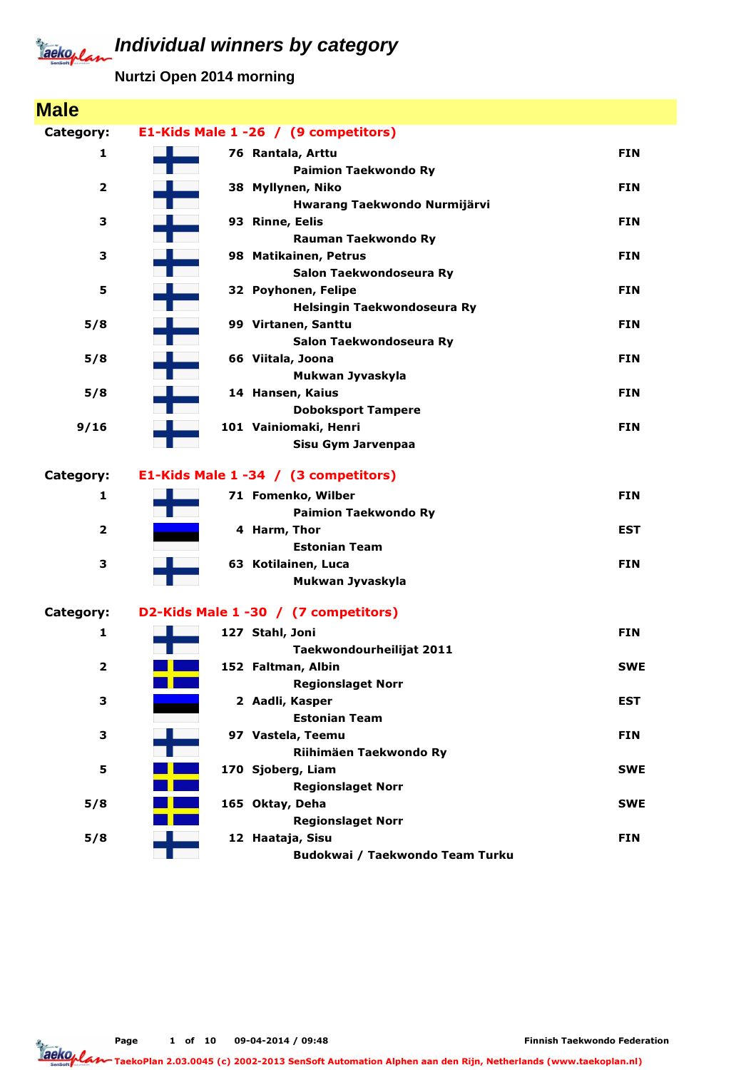# Individual winners by category

## Nurtzi Open 2014 morning

## Male

**Category:** E1-Kids Male 1 -26 / (9 competitors)

| Place | No. | Name | Club | Country |
|---|---|---|---|---|
| 1 | 76 | Rantala, Arttu | Paimion Taekwondo Ry | FIN |
| 2 | 38 | Myllynen, Niko | Hwarang Taekwondo Nurmijärvi | FIN |
| 3 | 93 | Rinne, Eelis | Rauman Taekwondo Ry | FIN |
| 3 | 98 | Matikainen, Petrus | Salon Taekwondoseura Ry | FIN |
| 5 | 32 | Poyhonen, Felipe | Helsingin Taekwondoseura Ry | FIN |
| 5/8 | 99 | Virtanen, Santtu | Salon Taekwondoseura Ry | FIN |
| 5/8 | 66 | Viitala, Joona | Mukwan Jyvaskyla | FIN |
| 5/8 | 14 | Hansen, Kaius | Doboksport Tampere | FIN |
| 9/16 | 101 | Vainiomaki, Henri | Sisu Gym Jarvenpaa | FIN |

**Category:** E1-Kids Male 1 -34 / (3 competitors)

| Place | No. | Name | Club | Country |
|---|---|---|---|---|
| 1 | 71 | Fomenko, Wilber | Paimion Taekwondo Ry | FIN |
| 2 | 4 | Harm, Thor | Estonian Team | EST |
| 3 | 63 | Kotilainen, Luca | Mukwan Jyvaskyla | FIN |

**Category:** D2-Kids Male 1 -30 / (7 competitors)

| Place | No. | Name | Club | Country |
|---|---|---|---|---|
| 1 | 127 | Stahl, Joni | Taekwondourheilijat 2011 | FIN |
| 2 | 152 | Faltman, Albin | Regionslaget Norr | SWE |
| 3 | 2 | Aadli, Kasper | Estonian Team | EST |
| 3 | 97 | Vastela, Teemu | Riihimäen Taekwondo Ry | FIN |
| 5 | 170 | Sjoberg, Liam | Regionslaget Norr | SWE |
| 5/8 | 165 | Oktay, Deha | Regionslaget Norr | SWE |
| 5/8 | 12 | Haataja, Sisu | Budokwai / Taekwondo Team Turku | FIN |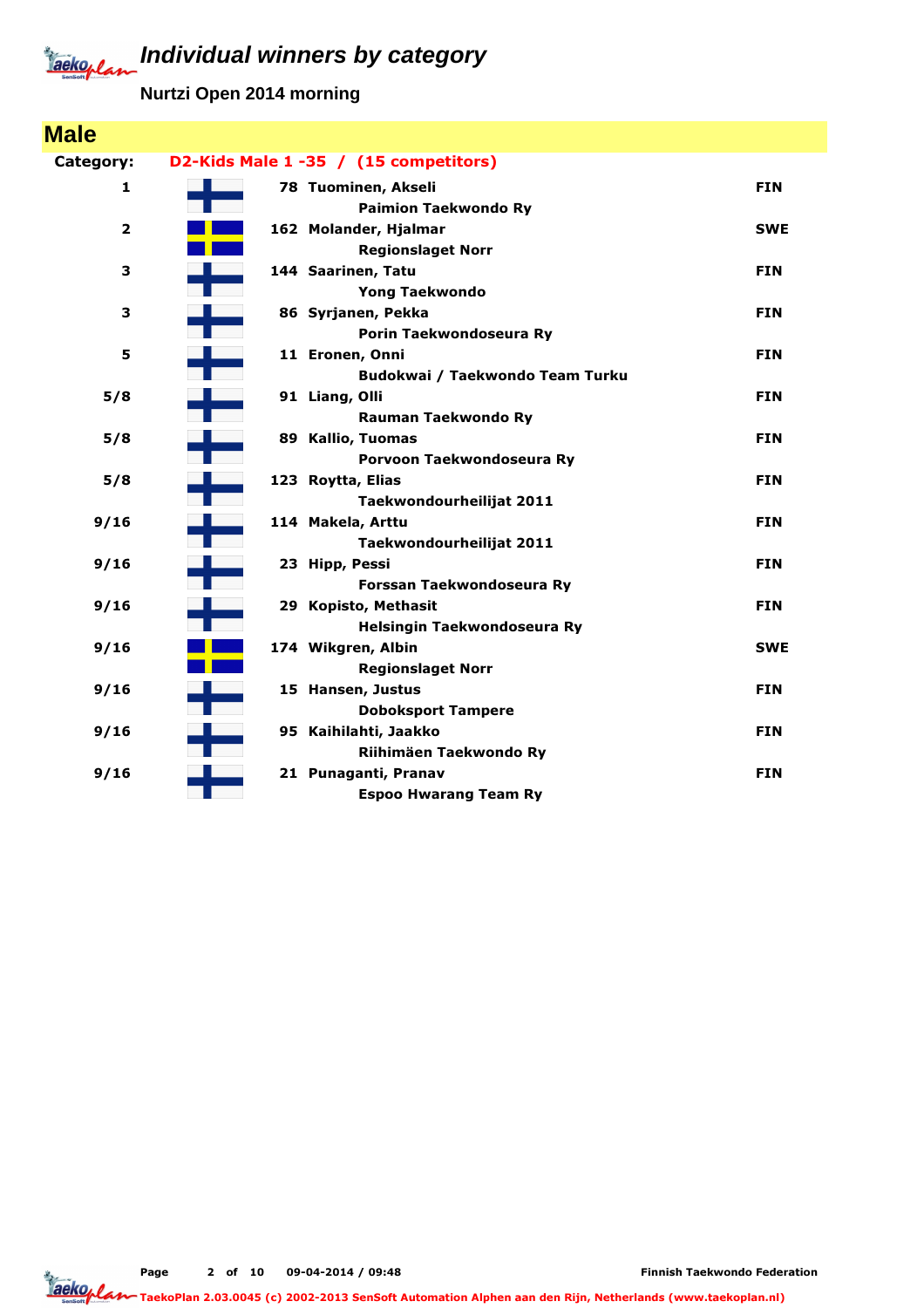# Individual winners by category

**Nurtzi Open 2014 morning**

## Male

**Category:** D2-Kids Male 1 -35 / (15 competitors)

| | | | |
|---|---|---|---|
| 1 | 78 Tuominen, Akseli | Paimion Taekwondo Ry | FIN |
| 2 | 162 Molander, Hjalmar | Regionslaget Norr | SWE |
| 3 | 144 Saarinen, Tatu | Yong Taekwondo | FIN |
| 3 | 86 Syrjanen, Pekka | Porin Taekwondoseura Ry | FIN |
| 5 | 11 Eronen, Onni | Budokwai / Taekwondo Team Turku | FIN |
| 5/8 | 91 Liang, Olli | Rauman Taekwondo Ry | FIN |
| 5/8 | 89 Kallio, Tuomas | Porvoon Taekwondoseura Ry | FIN |
| 5/8 | 123 Roytta, Elias | Taekwondourheilijat 2011 | FIN |
| 9/16 | 114 Makela, Arttu | Taekwondourheilijat 2011 | FIN |
| 9/16 | 23 Hipp, Pessi | Forssan Taekwondoseura Ry | FIN |
| 9/16 | 29 Kopisto, Methasit | Helsingin Taekwondoseura Ry | FIN |
| 9/16 | 174 Wikgren, Albin | Regionslaget Norr | SWE |
| 9/16 | 15 Hansen, Justus | Doboksport Tampere | FIN |
| 9/16 | 95 Kaihilahti, Jaakko | Riihimäen Taekwondo Ry | FIN |
| 9/16 | 21 Punaganti, Pranav | Espoo Hwarang Team Ry | FIN |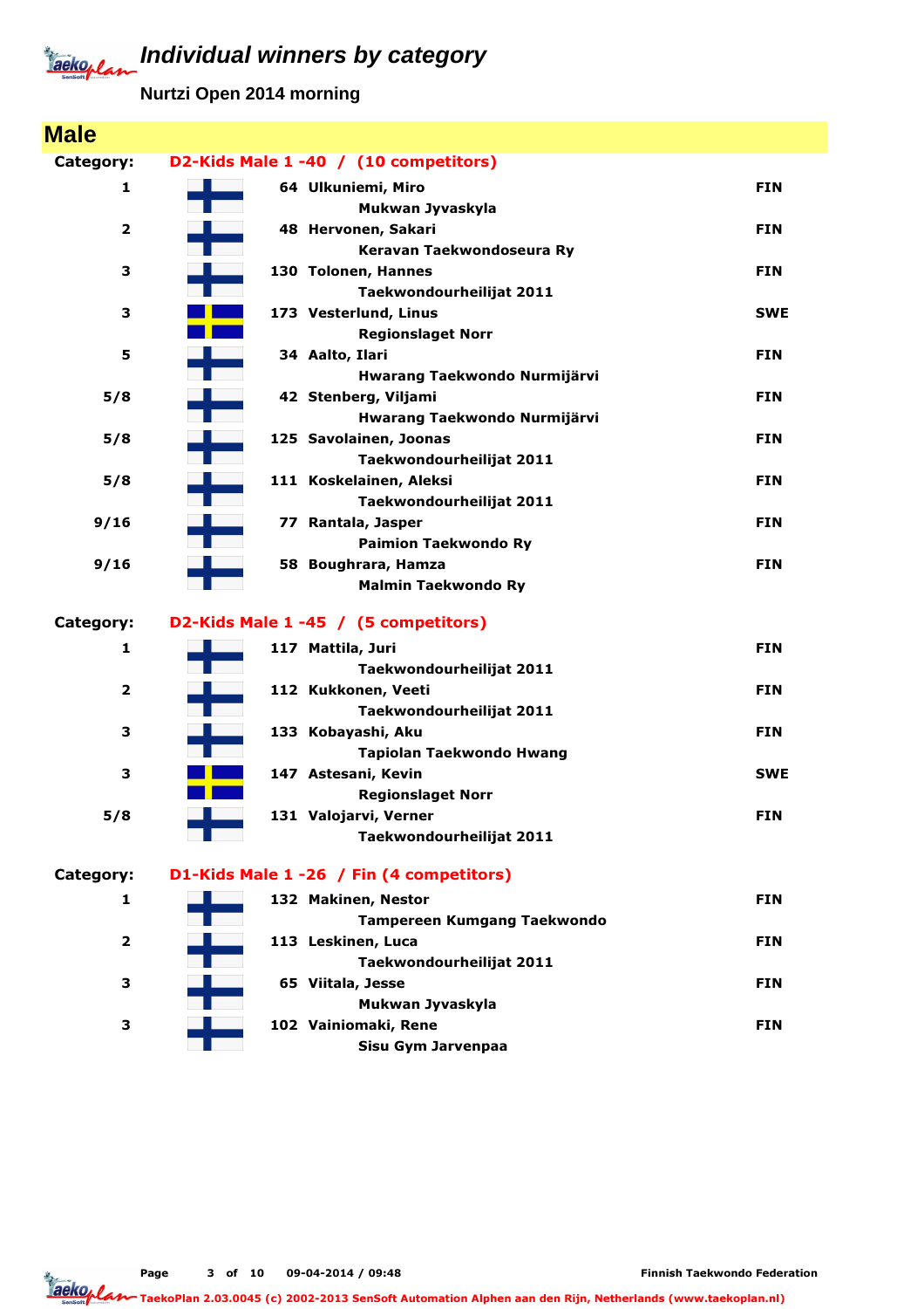# Individual winners by category

**Nurtzi Open 2014 morning**

## Male

**Category: D2-Kids Male 1 -40 / (10 competitors)**

| | | | |
|---|---|---|---|
| 1 | 64 | Ulkuniemi, Miro<br>Mukwan Jyvaskyla | FIN |
| 2 | 48 | Hervonen, Sakari<br>Keravan Taekwondoseura Ry | FIN |
| 3 | 130 | Tolonen, Hannes<br>Taekwondourheilijat 2011 | FIN |
| 3 | 173 | Vesterlund, Linus<br>Regionslaget Norr | SWE |
| 5 | 34 | Aalto, Ilari<br>Hwarang Taekwondo Nurmijärvi | FIN |
| 5/8 | 42 | Stenberg, Viljami<br>Hwarang Taekwondo Nurmijärvi | FIN |
| 5/8 | 125 | Savolainen, Joonas<br>Taekwondourheilijat 2011 | FIN |
| 5/8 | 111 | Koskelainen, Aleksi<br>Taekwondourheilijat 2011 | FIN |
| 9/16 | 77 | Rantala, Jasper<br>Paimion Taekwondo Ry | FIN |
| 9/16 | 58 | Boughrara, Hamza<br>Malmin Taekwondo Ry | FIN |

**Category: D2-Kids Male 1 -45 / (5 competitors)**

| | | | |
|---|---|---|---|
| 1 | 117 | Mattila, Juri<br>Taekwondourheilijat 2011 | FIN |
| 2 | 112 | Kukkonen, Veeti<br>Taekwondourheilijat 2011 | FIN |
| 3 | 133 | Kobayashi, Aku<br>Tapiolan Taekwondo Hwang | FIN |
| 3 | 147 | Astesani, Kevin<br>Regionslaget Norr | SWE |
| 5/8 | 131 | Valojarvi, Verner<br>Taekwondourheilijat 2011 | FIN |

**Category: D1-Kids Male 1 -26 / Fin (4 competitors)**

| | | | |
|---|---|---|---|
| 1 | 132 | Makinen, Nestor<br>Tampereen Kumgang Taekwondo | FIN |
| 2 | 113 | Leskinen, Luca<br>Taekwondourheilijat 2011 | FIN |
| 3 | 65 | Viitala, Jesse<br>Mukwan Jyvaskyla | FIN |
| 3 | 102 | Vainiomaki, Rene<br>Sisu Gym Jarvenpaa | FIN |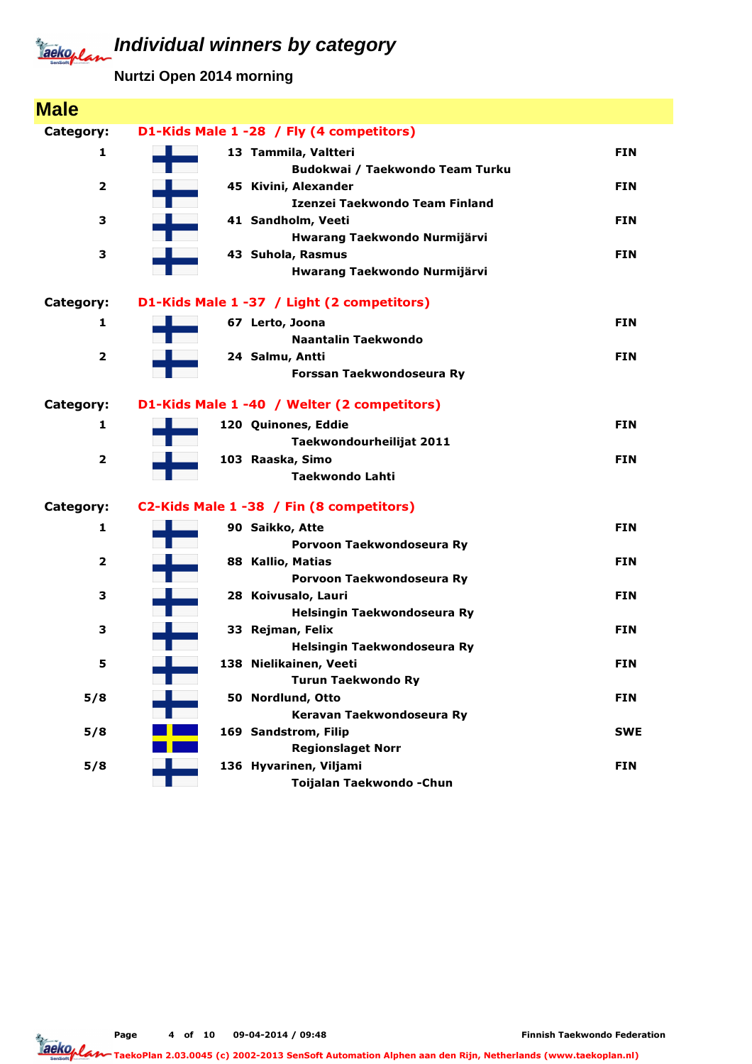# Individual winners by category

**Nurtzi Open 2014 morning**

## Male

**Category:** D1-Kids Male 1 -28 / Fly (4 competitors)

| | | | |
|---|---|---|---|
| 1 | 13 | Tammila, Valtteri<br>Budokwai / Taekwondo Team Turku | FIN |
| 2 | 45 | Kivini, Alexander<br>Izenzei Taekwondo Team Finland | FIN |
| 3 | 41 | Sandholm, Veeti<br>Hwarang Taekwondo Nurmijärvi | FIN |
| 3 | 43 | Suhola, Rasmus<br>Hwarang Taekwondo Nurmijärvi | FIN |

**Category:** D1-Kids Male 1 -37 / Light (2 competitors)

| | | | |
|---|---|---|---|
| 1 | 67 | Lerto, Joona<br>Naantalin Taekwondo | FIN |
| 2 | 24 | Salmu, Antti<br>Forssan Taekwondoseura Ry | FIN |

**Category:** D1-Kids Male 1 -40 / Welter (2 competitors)

| | | | |
|---|---|---|---|
| 1 | 120 | Quinones, Eddie<br>Taekwondourheilijat 2011 | FIN |
| 2 | 103 | Raaska, Simo<br>Taekwondo Lahti | FIN |

**Category:** C2-Kids Male 1 -38 / Fin (8 competitors)

| | | | |
|---|---|---|---|
| 1 | 90 | Saikko, Atte<br>Porvoon Taekwondoseura Ry | FIN |
| 2 | 88 | Kallio, Matias<br>Porvoon Taekwondoseura Ry | FIN |
| 3 | 28 | Koivusalo, Lauri<br>Helsingin Taekwondoseura Ry | FIN |
| 3 | 33 | Rejman, Felix<br>Helsingin Taekwondoseura Ry | FIN |
| 5 | 138 | Nielikainen, Veeti<br>Turun Taekwondo Ry | FIN |
| 5/8 | 50 | Nordlund, Otto<br>Keravan Taekwondoseura Ry | FIN |
| 5/8 | 169 | Sandstrom, Filip<br>Regionslaget Norr | SWE |
| 5/8 | 136 | Hyvarinen, Viljami<br>Toijalan Taekwondo -Chun | FIN |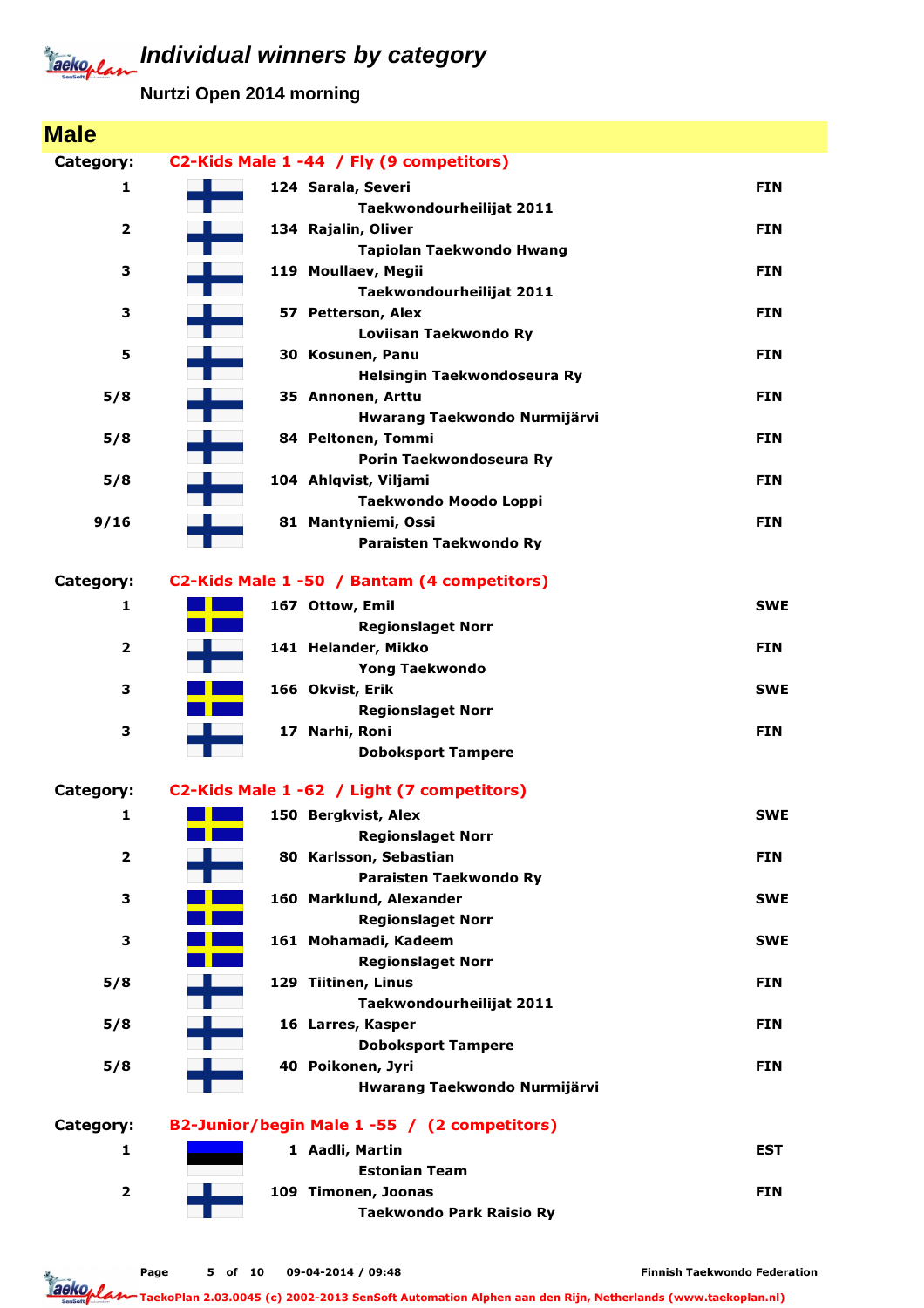# Individual winners by category

**Nurtzi Open 2014 morning**

## Male

**Category:** C2-Kids Male 1 -44 / Fly (9 competitors)

| | | | |
|---|---|---|---|
| 1 | 124 Sarala, Severi | Taekwondourheilijat 2011 | FIN |
| 2 | 134 Rajalin, Oliver | Tapiolan Taekwondo Hwang | FIN |
| 3 | 119 Moullaev, Megii | Taekwondourheilijat 2011 | FIN |
| 3 | 57 Petterson, Alex | Loviisan Taekwondo Ry | FIN |
| 5 | 30 Kosunen, Panu | Helsingin Taekwondoseura Ry | FIN |
| 5/8 | 35 Annonen, Arttu | Hwarang Taekwondo Nurmijärvi | FIN |
| 5/8 | 84 Peltonen, Tommi | Porin Taekwondoseura Ry | FIN |
| 5/8 | 104 Ahlqvist, Viljami | Taekwondo Moodo Loppi | FIN |
| 9/16 | 81 Mantyniemi, Ossi | Paraisten Taekwondo Ry | FIN |

**Category:** C2-Kids Male 1 -50 / Bantam (4 competitors)

| | | | |
|---|---|---|---|
| 1 | 167 Ottow, Emil | Regionslaget Norr | SWE |
| 2 | 141 Helander, Mikko | Yong Taekwondo | FIN |
| 3 | 166 Okvist, Erik | Regionslaget Norr | SWE |
| 3 | 17 Narhi, Roni | Doboksport Tampere | FIN |

**Category:** C2-Kids Male 1 -62 / Light (7 competitors)

| | | | |
|---|---|---|---|
| 1 | 150 Bergkvist, Alex | Regionslaget Norr | SWE |
| 2 | 80 Karlsson, Sebastian | Paraisten Taekwondo Ry | FIN |
| 3 | 160 Marklund, Alexander | Regionslaget Norr | SWE |
| 3 | 161 Mohamadi, Kadeem | Regionslaget Norr | SWE |
| 5/8 | 129 Tiitinen, Linus | Taekwondourheilijat 2011 | FIN |
| 5/8 | 16 Larres, Kasper | Doboksport Tampere | FIN |
| 5/8 | 40 Poikonen, Jyri | Hwarang Taekwondo Nurmijärvi | FIN |

**Category:** B2-Junior/begin Male 1 -55 / (2 competitors)

| | | | |
|---|---|---|---|
| 1 | 1 Aadli, Martin | Estonian Team | EST |
| 2 | 109 Timonen, Joonas | Taekwondo Park Raisio Ry | FIN |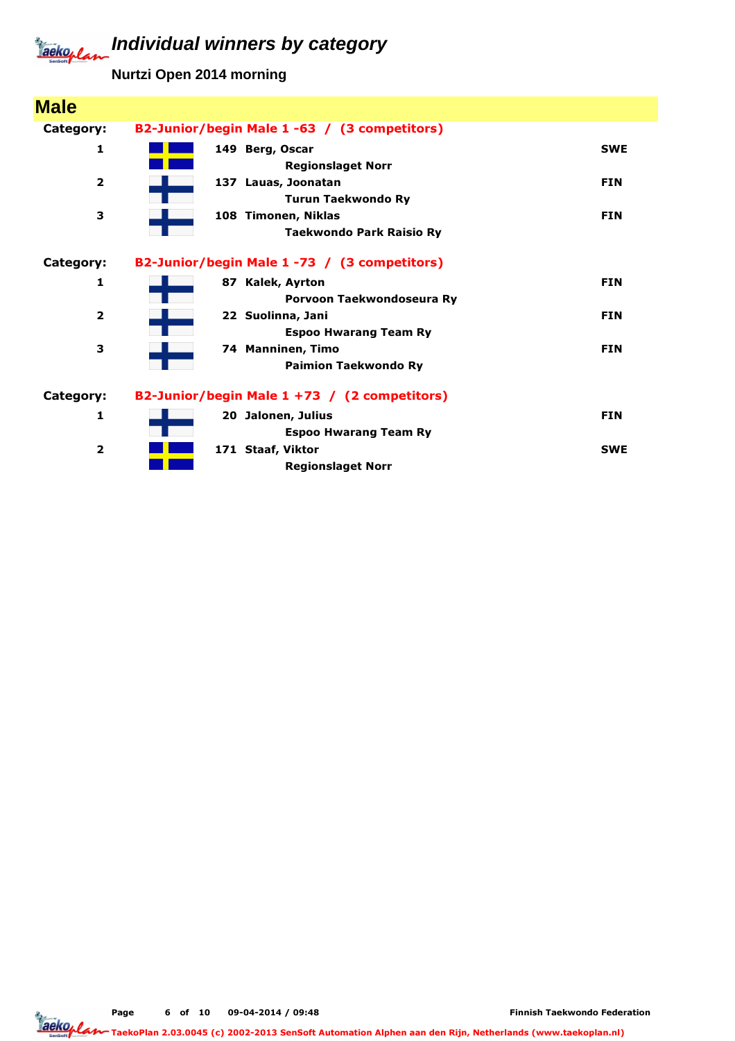# Individual winners by category

**Nurtzi Open 2014 morning**

## Male

**Category: B2-Junior/begin Male 1 -63 / (3 competitors)**

| Place | No. | Name / Club | Country |
|---|---|---|---|
| 1 | 149 | **Berg, Oscar**<br>Regionslaget Norr | SWE |
| 2 | 137 | **Lauas, Joonatan**<br>Turun Taekwondo Ry | FIN |
| 3 | 108 | **Timonen, Niklas**<br>Taekwondo Park Raisio Ry | FIN |

**Category: B2-Junior/begin Male 1 -73 / (3 competitors)**

| Place | No. | Name / Club | Country |
|---|---|---|---|
| 1 | 87 | **Kalek, Ayrton**<br>Porvoon Taekwondoseura Ry | FIN |
| 2 | 22 | **Suolinna, Jani**<br>Espoo Hwarang Team Ry | FIN |
| 3 | 74 | **Manninen, Timo**<br>Paimion Taekwondo Ry | FIN |

**Category: B2-Junior/begin Male 1 +73 / (2 competitors)**

| Place | No. | Name / Club | Country |
|---|---|---|---|
| 1 | 20 | **Jalonen, Julius**<br>Espoo Hwarang Team Ry | FIN |
| 2 | 171 | **Staaf, Viktor**<br>Regionslaget Norr | SWE |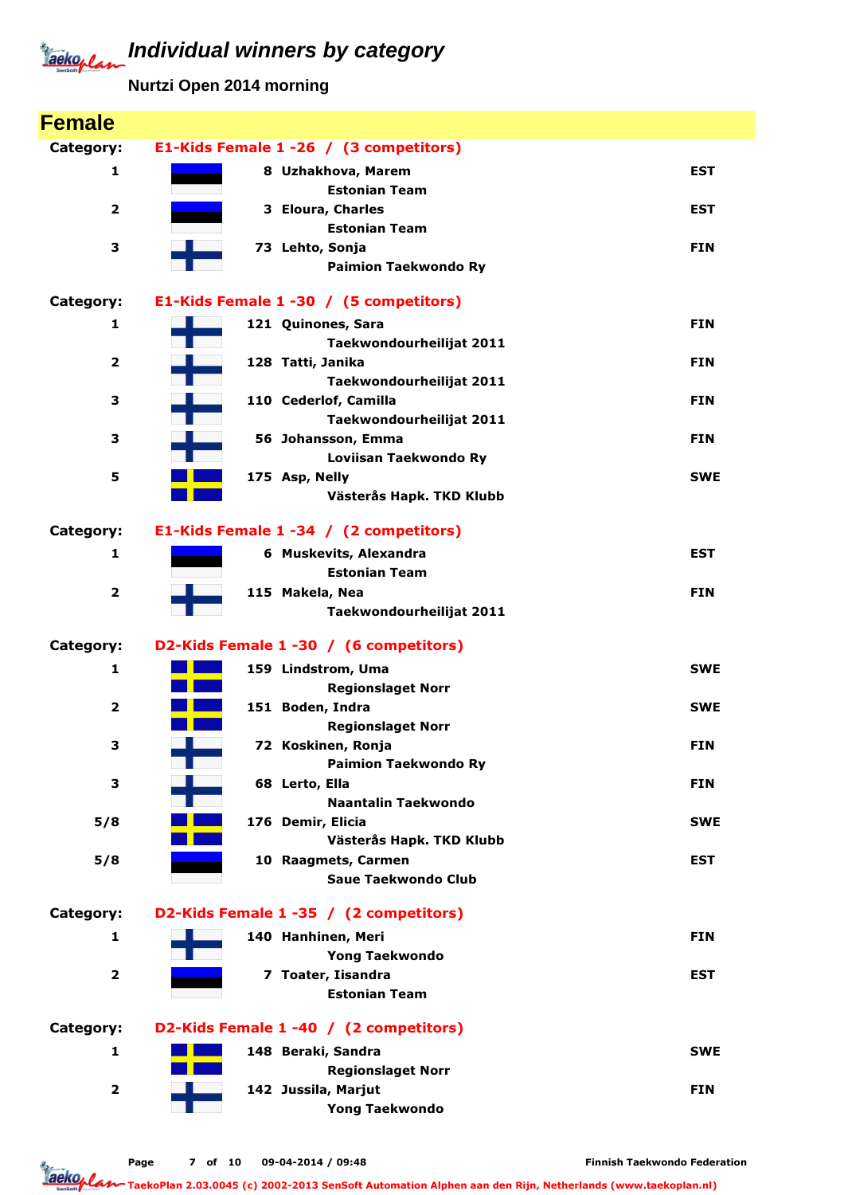# Individual winners by category

**Nurtzi Open 2014 morning**

## Female

**Category:** E1-Kids Female 1 -26 / (3 competitors)

| | | | |
|---|---|---|---|
| 1 | 8 | Uzhakhova, Marem<br>Estonian Team | EST |
| 2 | 3 | Eloura, Charles<br>Estonian Team | EST |
| 3 | 73 | Lehto, Sonja<br>Paimion Taekwondo Ry | FIN |

**Category:** E1-Kids Female 1 -30 / (5 competitors)

| | | | |
|---|---|---|---|
| 1 | 121 | Quinones, Sara<br>Taekwondourheilijat 2011 | FIN |
| 2 | 128 | Tatti, Janika<br>Taekwondourheilijat 2011 | FIN |
| 3 | 110 | Cederlof, Camilla<br>Taekwondourheilijat 2011 | FIN |
| 3 | 56 | Johansson, Emma<br>Loviisan Taekwondo Ry | FIN |
| 5 | 175 | Asp, Nelly<br>Västerås Hapk. TKD Klubb | SWE |

**Category:** E1-Kids Female 1 -34 / (2 competitors)

| | | | |
|---|---|---|---|
| 1 | 6 | Muskevits, Alexandra<br>Estonian Team | EST |
| 2 | 115 | Makela, Nea<br>Taekwondourheilijat 2011 | FIN |

**Category:** D2-Kids Female 1 -30 / (6 competitors)

| | | | |
|---|---|---|---|
| 1 | 159 | Lindstrom, Uma<br>Regionslaget Norr | SWE |
| 2 | 151 | Boden, Indra<br>Regionslaget Norr | SWE |
| 3 | 72 | Koskinen, Ronja<br>Paimion Taekwondo Ry | FIN |
| 3 | 68 | Lerto, Ella<br>Naantalin Taekwondo | FIN |
| 5/8 | 176 | Demir, Elicia<br>Västerås Hapk. TKD Klubb | SWE |
| 5/8 | 10 | Raagmets, Carmen<br>Saue Taekwondo Club | EST |

**Category:** D2-Kids Female 1 -35 / (2 competitors)

| | | | |
|---|---|---|---|
| 1 | 140 | Hanhinen, Meri<br>Yong Taekwondo | FIN |
| 2 | 7 | Toater, Iisandra<br>Estonian Team | EST |

**Category:** D2-Kids Female 1 -40 / (2 competitors)

| | | | |
|---|---|---|---|
| 1 | 148 | Beraki, Sandra<br>Regionslaget Norr | SWE |
| 2 | 142 | Jussila, Marjut<br>Yong Taekwondo | FIN |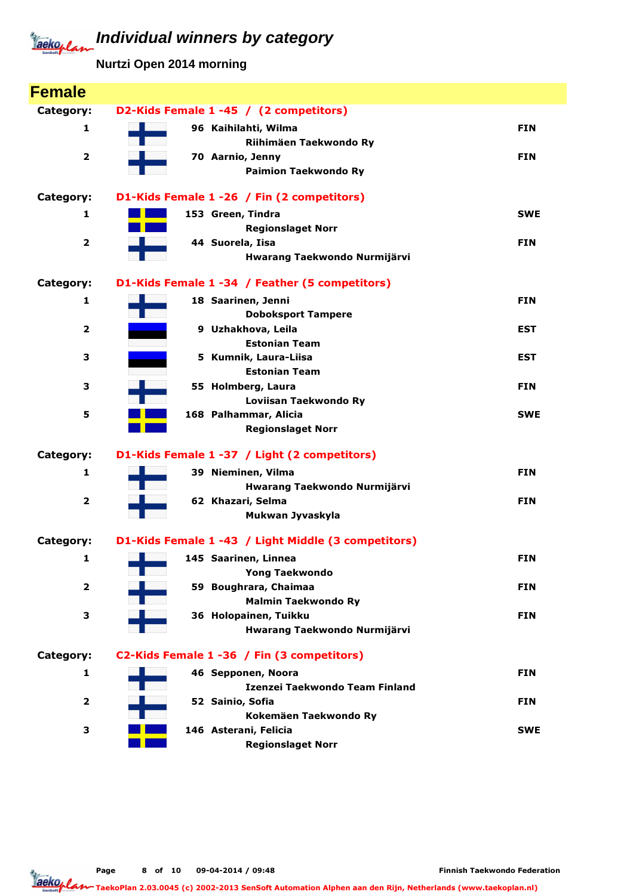# Individual winners by category

**Nurtzi Open 2014 morning**

## Female

**Category: D2-Kids Female 1 -45 / (2 competitors)**

| Place | No. | Name / Club | Country |
|---|---|---|---|
| 1 | 96 | Kaihilahti, Wilma<br>Riihimäen Taekwondo Ry | FIN |
| 2 | 70 | Aarnio, Jenny<br>Paimion Taekwondo Ry | FIN |

**Category: D1-Kids Female 1 -26 / Fin (2 competitors)**

| Place | No. | Name / Club | Country |
|---|---|---|---|
| 1 | 153 | Green, Tindra<br>Regionslaget Norr | SWE |
| 2 | 44 | Suorela, Iisa<br>Hwarang Taekwondo Nurmijärvi | FIN |

**Category: D1-Kids Female 1 -34 / Feather (5 competitors)**

| Place | No. | Name / Club | Country |
|---|---|---|---|
| 1 | 18 | Saarinen, Jenni<br>Doboksport Tampere | FIN |
| 2 | 9 | Uzhakhova, Leila<br>Estonian Team | EST |
| 3 | 5 | Kumnik, Laura-Liisa<br>Estonian Team | EST |
| 3 | 55 | Holmberg, Laura<br>Loviisan Taekwondo Ry | FIN |
| 5 | 168 | Palhammar, Alicia<br>Regionslaget Norr | SWE |

**Category: D1-Kids Female 1 -37 / Light (2 competitors)**

| Place | No. | Name / Club | Country |
|---|---|---|---|
| 1 | 39 | Nieminen, Vilma<br>Hwarang Taekwondo Nurmijärvi | FIN |
| 2 | 62 | Khazari, Selma<br>Mukwan Jyvaskyla | FIN |

**Category: D1-Kids Female 1 -43 / Light Middle (3 competitors)**

| Place | No. | Name / Club | Country |
|---|---|---|---|
| 1 | 145 | Saarinen, Linnea<br>Yong Taekwondo | FIN |
| 2 | 59 | Boughrara, Chaimaa<br>Malmin Taekwondo Ry | FIN |
| 3 | 36 | Holopainen, Tuikku<br>Hwarang Taekwondo Nurmijärvi | FIN |

**Category: C2-Kids Female 1 -36 / Fin (3 competitors)**

| Place | No. | Name / Club | Country |
|---|---|---|---|
| 1 | 46 | Sepponen, Noora<br>Izenzei Taekwondo Team Finland | FIN |
| 2 | 52 | Sainio, Sofia<br>Kokemäen Taekwondo Ry | FIN |
| 3 | 146 | Asterani, Felicia<br>Regionslaget Norr | SWE |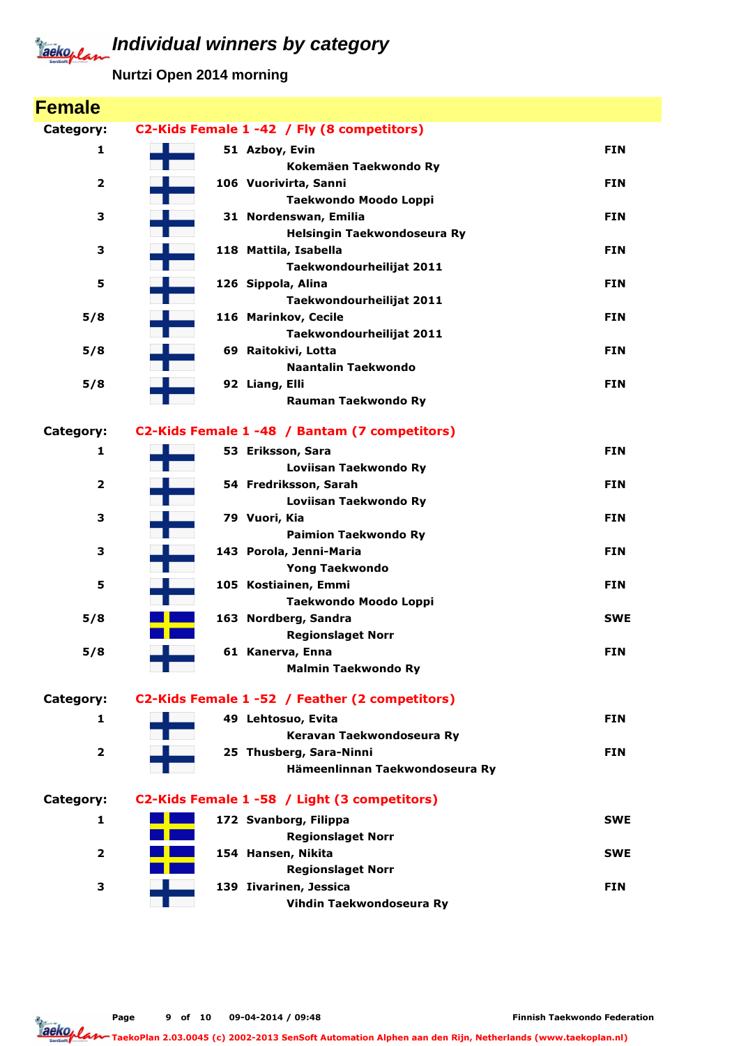# Individual winners by category

**Nurtzi Open 2014 morning**

## Female

**Category:** C2-Kids Female 1 -42 / Fly (8 competitors)

| | | | |
|---|---|---|---|
| 1 | 51 | Azboy, Evin<br>Kokemäen Taekwondo Ry | FIN |
| 2 | 106 | Vuorivirta, Sanni<br>Taekwondo Moodo Loppi | FIN |
| 3 | 31 | Nordenswan, Emilia<br>Helsingin Taekwondoseura Ry | FIN |
| 3 | 118 | Mattila, Isabella<br>Taekwondourheilijat 2011 | FIN |
| 5 | 126 | Sippola, Alina<br>Taekwondourheilijat 2011 | FIN |
| 5/8 | 116 | Marinkov, Cecile<br>Taekwondourheilijat 2011 | FIN |
| 5/8 | 69 | Raitokivi, Lotta<br>Naantalin Taekwondo | FIN |
| 5/8 | 92 | Liang, Elli<br>Rauman Taekwondo Ry | FIN |

**Category:** C2-Kids Female 1 -48 / Bantam (7 competitors)

| | | | |
|---|---|---|---|
| 1 | 53 | Eriksson, Sara<br>Loviisan Taekwondo Ry | FIN |
| 2 | 54 | Fredriksson, Sarah<br>Loviisan Taekwondo Ry | FIN |
| 3 | 79 | Vuori, Kia<br>Paimion Taekwondo Ry | FIN |
| 3 | 143 | Porola, Jenni-Maria<br>Yong Taekwondo | FIN |
| 5 | 105 | Kostiainen, Emmi<br>Taekwondo Moodo Loppi | FIN |
| 5/8 | 163 | Nordberg, Sandra<br>Regionslaget Norr | SWE |
| 5/8 | 61 | Kanerva, Enna<br>Malmin Taekwondo Ry | FIN |

**Category:** C2-Kids Female 1 -52 / Feather (2 competitors)

| | | | |
|---|---|---|---|
| 1 | 49 | Lehtosuo, Evita<br>Keravan Taekwondoseura Ry | FIN |
| 2 | 25 | Thusberg, Sara-Ninni<br>Hämeenlinnan Taekwondoseura Ry | FIN |

**Category:** C2-Kids Female 1 -58 / Light (3 competitors)

| | | | |
|---|---|---|---|
| 1 | 172 | Svanborg, Filippa<br>Regionslaget Norr | SWE |
| 2 | 154 | Hansen, Nikita<br>Regionslaget Norr | SWE |
| 3 | 139 | Iivarinen, Jessica<br>Vihdin Taekwondoseura Ry | FIN |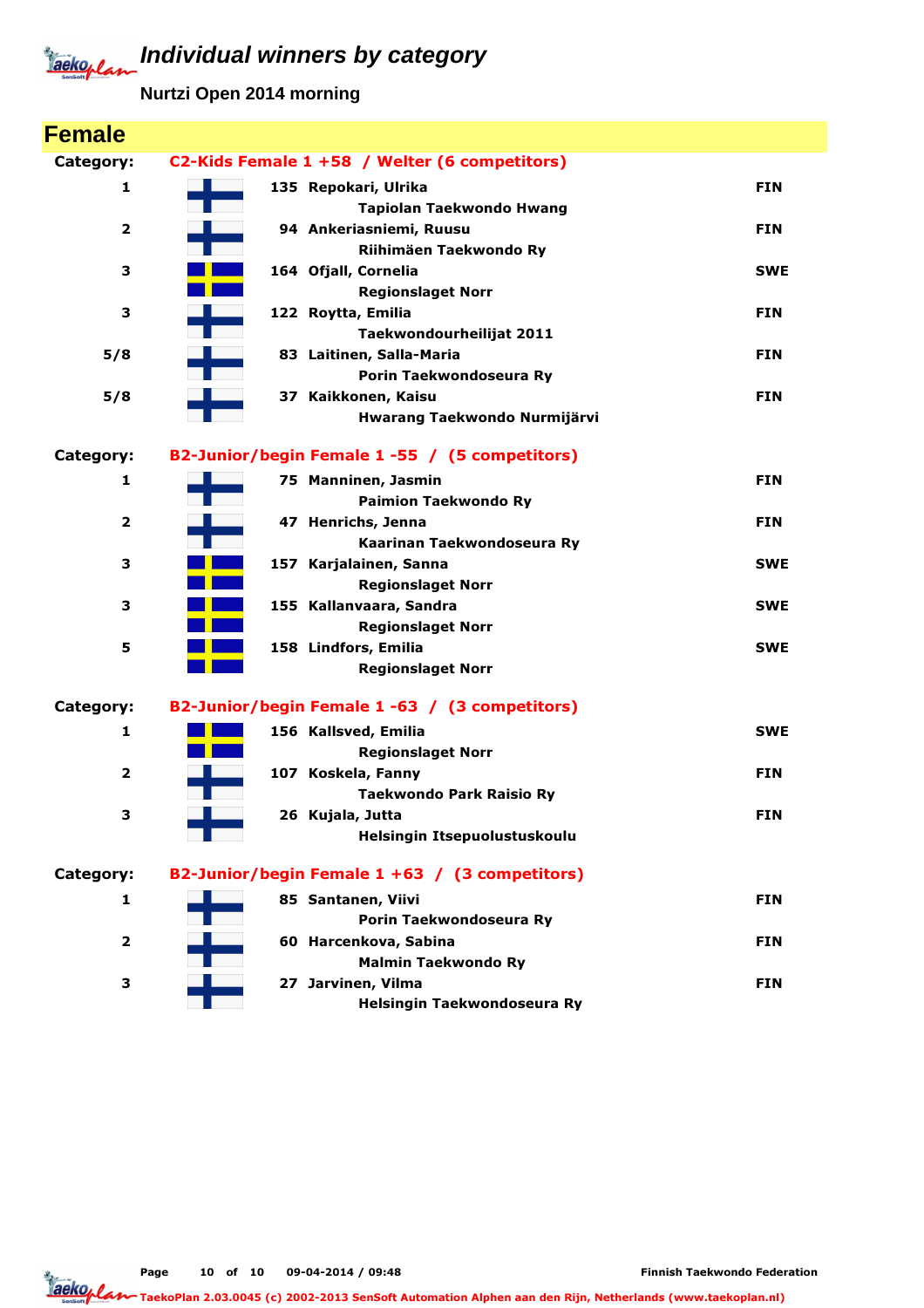# Individual winners by category

**Nurtzi Open 2014 morning**

## Female

**Category:** C2-Kids Female 1 +58 / Welter (6 competitors)

| Place | No. | Name / Club | Country |
|---|---|---|---|
| 1 | 135 | Repokari, Ulrika<br>Tapiolan Taekwondo Hwang | FIN |
| 2 | 94 | Ankeriasniemi, Ruusu<br>Riihimäen Taekwondo Ry | FIN |
| 3 | 164 | Ofjall, Cornelia<br>Regionslaget Norr | SWE |
| 3 | 122 | Roytta, Emilia<br>Taekwondourheilijat 2011 | FIN |
| 5/8 | 83 | Laitinen, Salla-Maria<br>Porin Taekwondoseura Ry | FIN |
| 5/8 | 37 | Kaikkonen, Kaisu<br>Hwarang Taekwondo Nurmijärvi | FIN |

**Category:** B2-Junior/begin Female 1 -55 / (5 competitors)

| Place | No. | Name / Club | Country |
|---|---|---|---|
| 1 | 75 | Manninen, Jasmin<br>Paimion Taekwondo Ry | FIN |
| 2 | 47 | Henrichs, Jenna<br>Kaarinan Taekwondoseura Ry | FIN |
| 3 | 157 | Karjalainen, Sanna<br>Regionslaget Norr | SWE |
| 3 | 155 | Kallanvaara, Sandra<br>Regionslaget Norr | SWE |
| 5 | 158 | Lindfors, Emilia<br>Regionslaget Norr | SWE |

**Category:** B2-Junior/begin Female 1 -63 / (3 competitors)

| Place | No. | Name / Club | Country |
|---|---|---|---|
| 1 | 156 | Kallsved, Emilia<br>Regionslaget Norr | SWE |
| 2 | 107 | Koskela, Fanny<br>Taekwondo Park Raisio Ry | FIN |
| 3 | 26 | Kujala, Jutta<br>Helsingin Itsepuolustuskoulu | FIN |

**Category:** B2-Junior/begin Female 1 +63 / (3 competitors)

| Place | No. | Name / Club | Country |
|---|---|---|---|
| 1 | 85 | Santanen, Viivi<br>Porin Taekwondoseura Ry | FIN |
| 2 | 60 | Harcenkova, Sabina<br>Malmin Taekwondo Ry | FIN |
| 3 | 27 | Jarvinen, Vilma<br>Helsingin Taekwondoseura Ry | FIN |

09-04-2014 / 09:48

Finnish Taekwondo Federation

TaekoPlan 2.03.0045 (c) 2002-2013 SenSoft Automation Alphen aan den Rijn, Netherlands (www.taekoplan.nl)